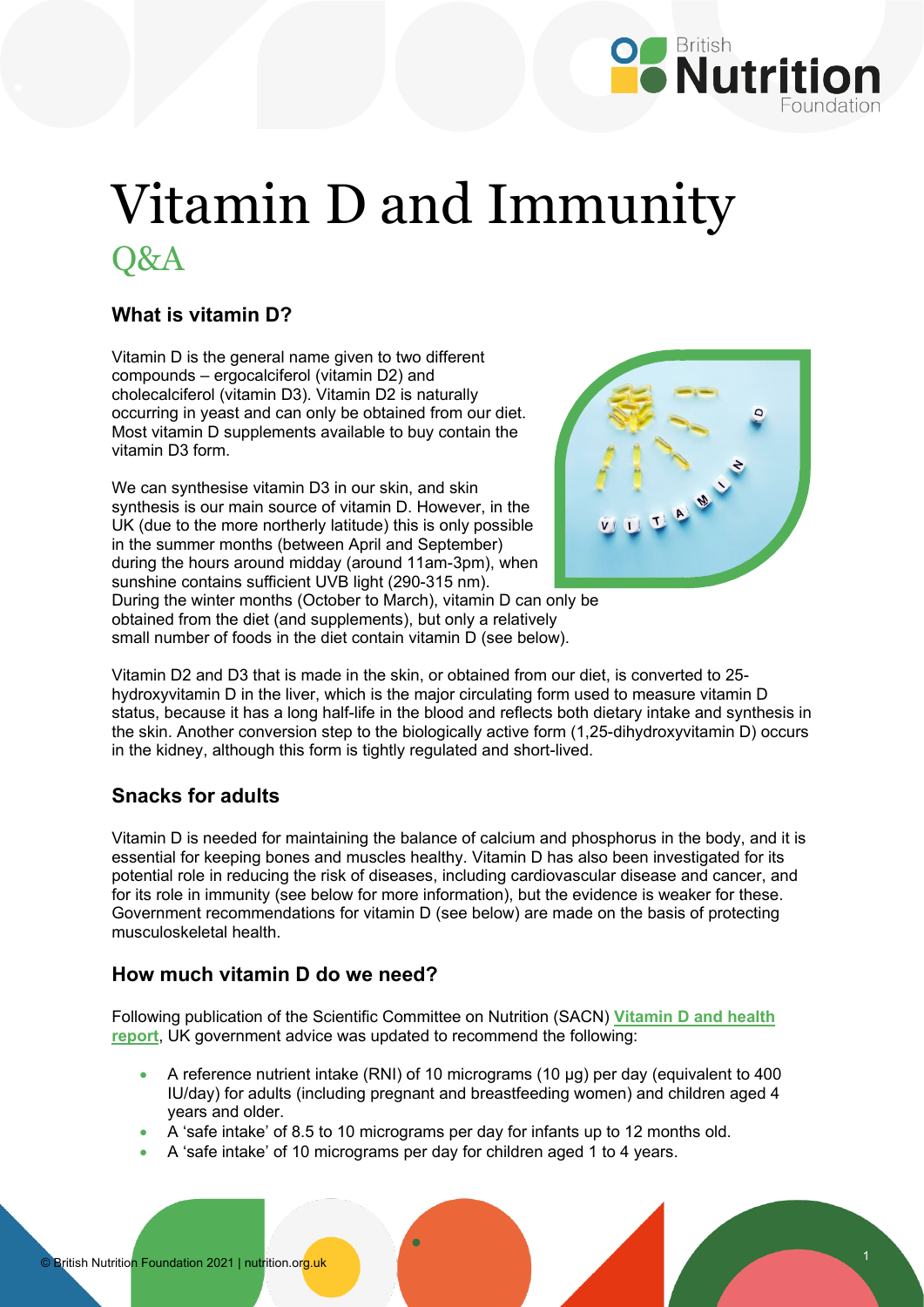# Vitamin D and Immunity

## Q&A

### What is vitamin D?

Vitamin D is the general name given to two different compounds – ergocalciferol (vitamin D2) and cholecalciferol (vitamin D3). Vitamin D2 is naturally occurring in yeast and can only be obtained from our diet. Most vitamin D supplements available to buy contain the vitamin D3 form.

We can synthesise vitamin D3 in our skin, and skin synthesis is our main source of vitamin D. However, in the UK (due to the more northerly latitude) this is only possible in the summer months (between April and September) during the hours around midday (around 11am-3pm), when sunshine contains sufficient UVB light (290-315 nm). During the winter months (October to March), vitamin D can only be obtained from the diet (and supplements), but only a relatively small number of foods in the diet contain vitamin D (see below).

Vitamin D2 and D3 that is made in the skin, or obtained from our diet, is converted to 25-hydroxyvitamin D in the liver, which is the major circulating form used to measure vitamin D status, because it has a long half-life in the blood and reflects both dietary intake and synthesis in the skin. Another conversion step to the biologically active form (1,25-dihydroxyvitamin D) occurs in the kidney, although this form is tightly regulated and short-lived.

### Snacks for adults

Vitamin D is needed for maintaining the balance of calcium and phosphorus in the body, and it is essential for keeping bones and muscles healthy. Vitamin D has also been investigated for its potential role in reducing the risk of diseases, including cardiovascular disease and cancer, and for its role in immunity (see below for more information), but the evidence is weaker for these. Government recommendations for vitamin D (see below) are made on the basis of protecting musculoskeletal health.

### How much vitamin D do we need?

Following publication of the Scientific Committee on Nutrition (SACN) **Vitamin D and health report**, UK government advice was updated to recommend the following:

- A reference nutrient intake (RNI) of 10 micrograms (10 µg) per day (equivalent to 400 IU/day) for adults (including pregnant and breastfeeding women) and children aged 4 years and older.
- A 'safe intake' of 8.5 to 10 micrograms per day for infants up to 12 months old.
- A 'safe intake' of 10 micrograms per day for children aged 1 to 4 years.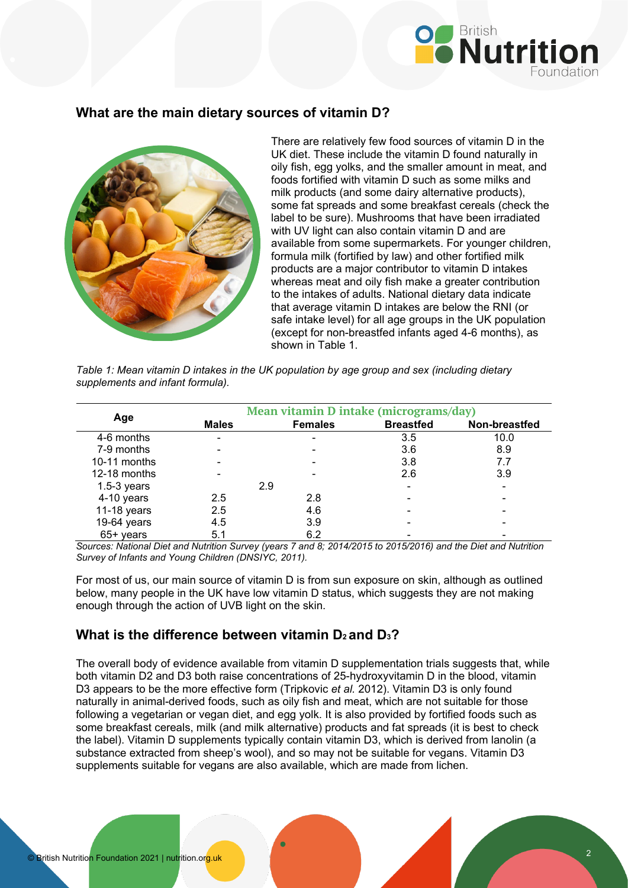## What are the main dietary sources of vitamin D?

There are relatively few food sources of vitamin D in the UK diet. These include the vitamin D found naturally in oily fish, egg yolks, and the smaller amount in meat, and foods fortified with vitamin D such as some milks and milk products (and some dairy alternative products), some fat spreads and some breakfast cereals (check the label to be sure). Mushrooms that have been irradiated with UV light can also contain vitamin D and are available from some supermarkets. For younger children, formula milk (fortified by law) and other fortified milk products are a major contributor to vitamin D intakes whereas meat and oily fish make a greater contribution to the intakes of adults. National dietary data indicate that average vitamin D intakes are below the RNI (or safe intake level) for all age groups in the UK population (except for non-breastfed infants aged 4-6 months), as shown in Table 1.

*Table 1: Mean vitamin D intakes in the UK population by age group and sex (including dietary supplements and infant formula).*

| Age | Mean vitamin D intake (micrograms/day) | | | |
|---|---|---|---|---|
| | Males | Females | Breastfed | Non-breastfed |
| 4-6 months | - | - | 3.5 | 10.0 |
| 7-9 months | - | - | 3.6 | 8.9 |
| 10-11 months | - | - | 3.8 | 7.7 |
| 12-18 months | - | - | 2.6 | 3.9 |
| 1.5-3 years | 2.9 | | - | - |
| 4-10 years | 2.5 | 2.8 | - | - |
| 11-18 years | 2.5 | 4.6 | - | - |
| 19-64 years | 4.5 | 3.9 | - | - |
| 65+ years | 5.1 | 6.2 | - | - |

*Sources: National Diet and Nutrition Survey (years 7 and 8; 2014/2015 to 2015/2016) and the Diet and Nutrition Survey of Infants and Young Children (DNSIYC, 2011).*

For most of us, our main source of vitamin D is from sun exposure on skin, although as outlined below, many people in the UK have low vitamin D status, which suggests they are not making enough through the action of UVB light on the skin.

## What is the difference between vitamin $D_2$ and $D_3$?

The overall body of evidence available from vitamin D supplementation trials suggests that, while both vitamin D2 and D3 both raise concentrations of 25-hydroxyvitamin D in the blood, vitamin D3 appears to be the more effective form (Tripkovic *et al.* 2012). Vitamin D3 is only found naturally in animal-derived foods, such as oily fish and meat, which are not suitable for those following a vegetarian or vegan diet, and egg yolk. It is also provided by fortified foods such as some breakfast cereals, milk (and milk alternative) products and fat spreads (it is best to check the label). Vitamin D supplements typically contain vitamin D3, which is derived from lanolin (a substance extracted from sheep's wool), and so may not be suitable for vegans. Vitamin D3 supplements suitable for vegans are also available, which are made from lichen.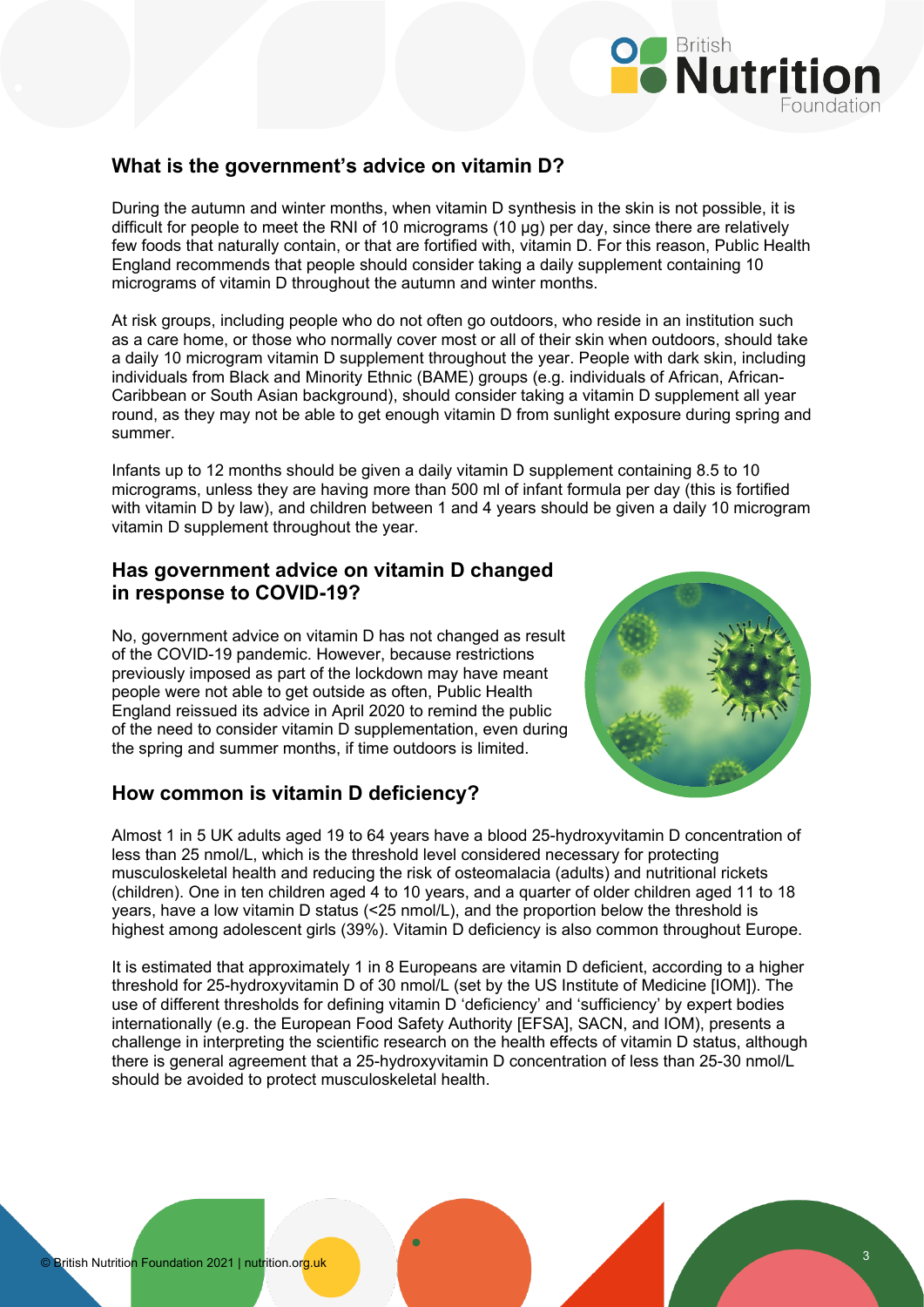## What is the government's advice on vitamin D?

During the autumn and winter months, when vitamin D synthesis in the skin is not possible, it is difficult for people to meet the RNI of 10 micrograms (10 µg) per day, since there are relatively few foods that naturally contain, or that are fortified with, vitamin D. For this reason, Public Health England recommends that people should consider taking a daily supplement containing 10 micrograms of vitamin D throughout the autumn and winter months.

At risk groups, including people who do not often go outdoors, who reside in an institution such as a care home, or those who normally cover most or all of their skin when outdoors, should take a daily 10 microgram vitamin D supplement throughout the year. People with dark skin, including individuals from Black and Minority Ethnic (BAME) groups (e.g. individuals of African, African-Caribbean or South Asian background), should consider taking a vitamin D supplement all year round, as they may not be able to get enough vitamin D from sunlight exposure during spring and summer.

Infants up to 12 months should be given a daily vitamin D supplement containing 8.5 to 10 micrograms, unless they are having more than 500 ml of infant formula per day (this is fortified with vitamin D by law), and children between 1 and 4 years should be given a daily 10 microgram vitamin D supplement throughout the year.

## Has government advice on vitamin D changed in response to COVID-19?

No, government advice on vitamin D has not changed as result of the COVID-19 pandemic. However, because restrictions previously imposed as part of the lockdown may have meant people were not able to get outside as often, Public Health England reissued its advice in April 2020 to remind the public of the need to consider vitamin D supplementation, even during the spring and summer months, if time outdoors is limited.

## How common is vitamin D deficiency?

Almost 1 in 5 UK adults aged 19 to 64 years have a blood 25-hydroxyvitamin D concentration of less than 25 nmol/L, which is the threshold level considered necessary for protecting musculoskeletal health and reducing the risk of osteomalacia (adults) and nutritional rickets (children). One in ten children aged 4 to 10 years, and a quarter of older children aged 11 to 18 years, have a low vitamin D status (<25 nmol/L), and the proportion below the threshold is highest among adolescent girls (39%). Vitamin D deficiency is also common throughout Europe.

It is estimated that approximately 1 in 8 Europeans are vitamin D deficient, according to a higher threshold for 25-hydroxyvitamin D of 30 nmol/L (set by the US Institute of Medicine [IOM]). The use of different thresholds for defining vitamin D 'deficiency' and 'sufficiency' by expert bodies internationally (e.g. the European Food Safety Authority [EFSA], SACN, and IOM), presents a challenge in interpreting the scientific research on the health effects of vitamin D status, although there is general agreement that a 25-hydroxyvitamin D concentration of less than 25-30 nmol/L should be avoided to protect musculoskeletal health.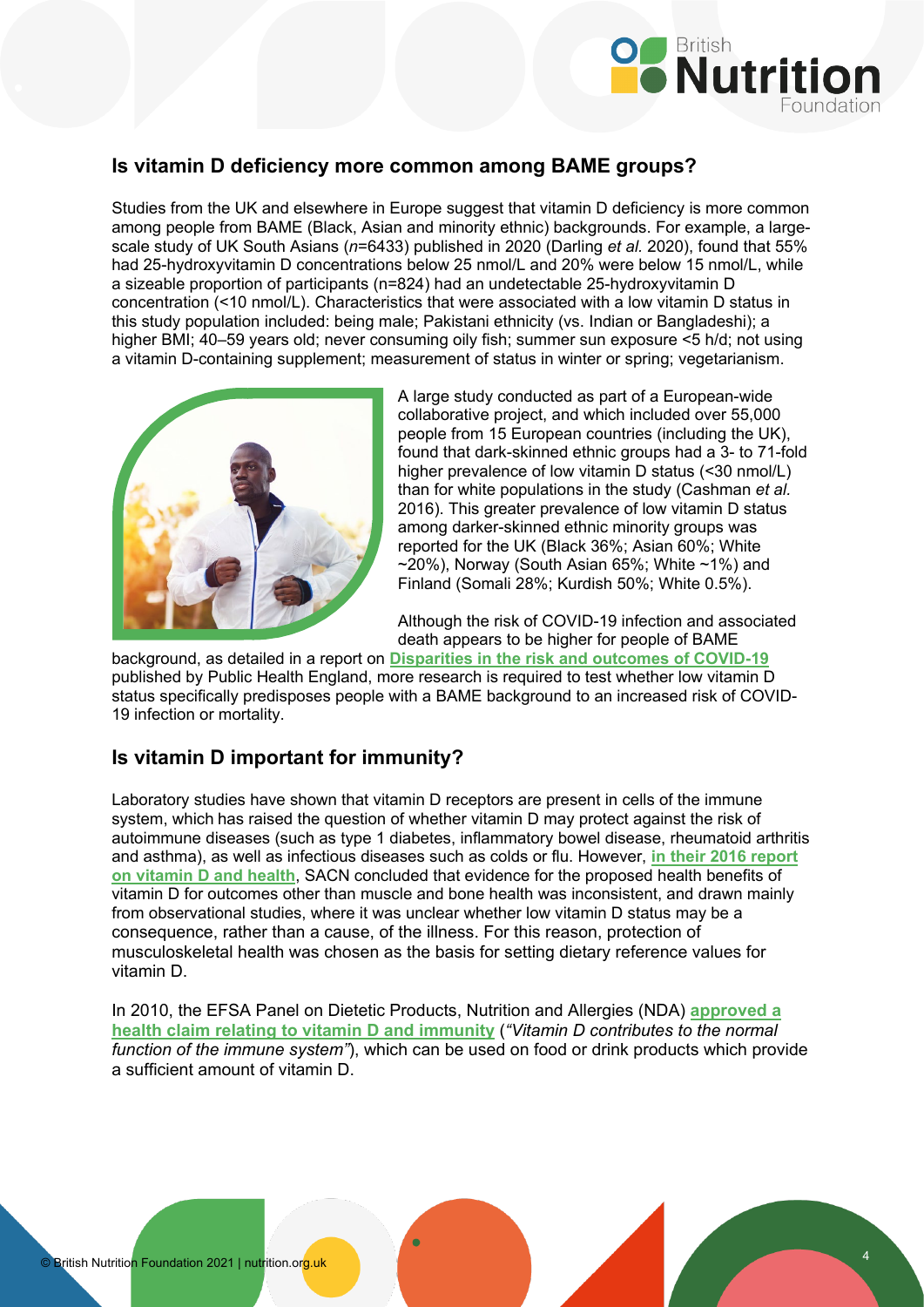## Is vitamin D deficiency more common among BAME groups?

Studies from the UK and elsewhere in Europe suggest that vitamin D deficiency is more common among people from BAME (Black, Asian and minority ethnic) backgrounds. For example, a large-scale study of UK South Asians (*n*=6433) published in 2020 (Darling *et al.* 2020), found that 55% had 25-hydroxyvitamin D concentrations below 25 nmol/L and 20% were below 15 nmol/L, while a sizeable proportion of participants (n=824) had an undetectable 25-hydroxyvitamin D concentration (<10 nmol/L). Characteristics that were associated with a low vitamin D status in this study population included: being male; Pakistani ethnicity (vs. Indian or Bangladeshi); a higher BMI; 40–59 years old; never consuming oily fish; summer sun exposure <5 h/d; not using a vitamin D-containing supplement; measurement of status in winter or spring; vegetarianism.

A large study conducted as part of a European-wide collaborative project, and which included over 55,000 people from 15 European countries (including the UK), found that dark-skinned ethnic groups had a 3- to 71-fold higher prevalence of low vitamin D status (<30 nmol/L) than for white populations in the study (Cashman *et al.* 2016). This greater prevalence of low vitamin D status among darker-skinned ethnic minority groups was reported for the UK (Black 36%; Asian 60%; White ~20%), Norway (South Asian 65%; White ~1%) and Finland (Somali 28%; Kurdish 50%; White 0.5%).

Although the risk of COVID-19 infection and associated death appears to be higher for people of BAME background, as detailed in a report on **Disparities in the risk and outcomes of COVID-19** published by Public Health England, more research is required to test whether low vitamin D status specifically predisposes people with a BAME background to an increased risk of COVID-19 infection or mortality.

## Is vitamin D important for immunity?

Laboratory studies have shown that vitamin D receptors are present in cells of the immune system, which has raised the question of whether vitamin D may protect against the risk of autoimmune diseases (such as type 1 diabetes, inflammatory bowel disease, rheumatoid arthritis and asthma), as well as infectious diseases such as colds or flu. However, **in their 2016 report on vitamin D and health**, SACN concluded that evidence for the proposed health benefits of vitamin D for outcomes other than muscle and bone health was inconsistent, and drawn mainly from observational studies, where it was unclear whether low vitamin D status may be a consequence, rather than a cause, of the illness. For this reason, protection of musculoskeletal health was chosen as the basis for setting dietary reference values for vitamin D.

In 2010, the EFSA Panel on Dietetic Products, Nutrition and Allergies (NDA) **approved a health claim relating to vitamin D and immunity** (*"Vitamin D contributes to the normal function of the immune system"*), which can be used on food or drink products which provide a sufficient amount of vitamin D.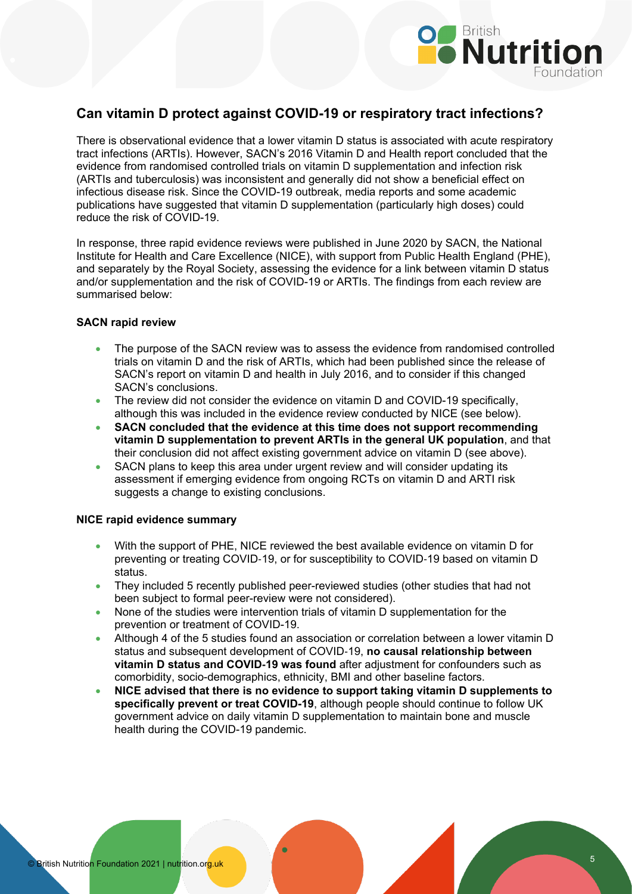## Can vitamin D protect against COVID-19 or respiratory tract infections?

There is observational evidence that a lower vitamin D status is associated with acute respiratory tract infections (ARTIs). However, SACN's 2016 Vitamin D and Health report concluded that the evidence from randomised controlled trials on vitamin D supplementation and infection risk (ARTIs and tuberculosis) was inconsistent and generally did not show a beneficial effect on infectious disease risk. Since the COVID-19 outbreak, media reports and some academic publications have suggested that vitamin D supplementation (particularly high doses) could reduce the risk of COVID-19.

In response, three rapid evidence reviews were published in June 2020 by SACN, the National Institute for Health and Care Excellence (NICE), with support from Public Health England (PHE), and separately by the Royal Society, assessing the evidence for a link between vitamin D status and/or supplementation and the risk of COVID-19 or ARTIs. The findings from each review are summarised below:

**SACN rapid review**

- The purpose of the SACN review was to assess the evidence from randomised controlled trials on vitamin D and the risk of ARTIs, which had been published since the release of SACN's report on vitamin D and health in July 2016, and to consider if this changed SACN's conclusions.
- The review did not consider the evidence on vitamin D and COVID-19 specifically, although this was included in the evidence review conducted by NICE (see below).
- **SACN concluded that the evidence at this time does not support recommending vitamin D supplementation to prevent ARTIs in the general UK population**, and that their conclusion did not affect existing government advice on vitamin D (see above).
- SACN plans to keep this area under urgent review and will consider updating its assessment if emerging evidence from ongoing RCTs on vitamin D and ARTI risk suggests a change to existing conclusions.

**NICE rapid evidence summary**

- With the support of PHE, NICE reviewed the best available evidence on vitamin D for preventing or treating COVID-19, or for susceptibility to COVID-19 based on vitamin D status.
- They included 5 recently published peer-reviewed studies (other studies that had not been subject to formal peer-review were not considered).
- None of the studies were intervention trials of vitamin D supplementation for the prevention or treatment of COVID-19.
- Although 4 of the 5 studies found an association or correlation between a lower vitamin D status and subsequent development of COVID-19, **no causal relationship between vitamin D status and COVID-19 was found** after adjustment for confounders such as comorbidity, socio-demographics, ethnicity, BMI and other baseline factors.
- **NICE advised that there is no evidence to support taking vitamin D supplements to specifically prevent or treat COVID-19**, although people should continue to follow UK government advice on daily vitamin D supplementation to maintain bone and muscle health during the COVID-19 pandemic.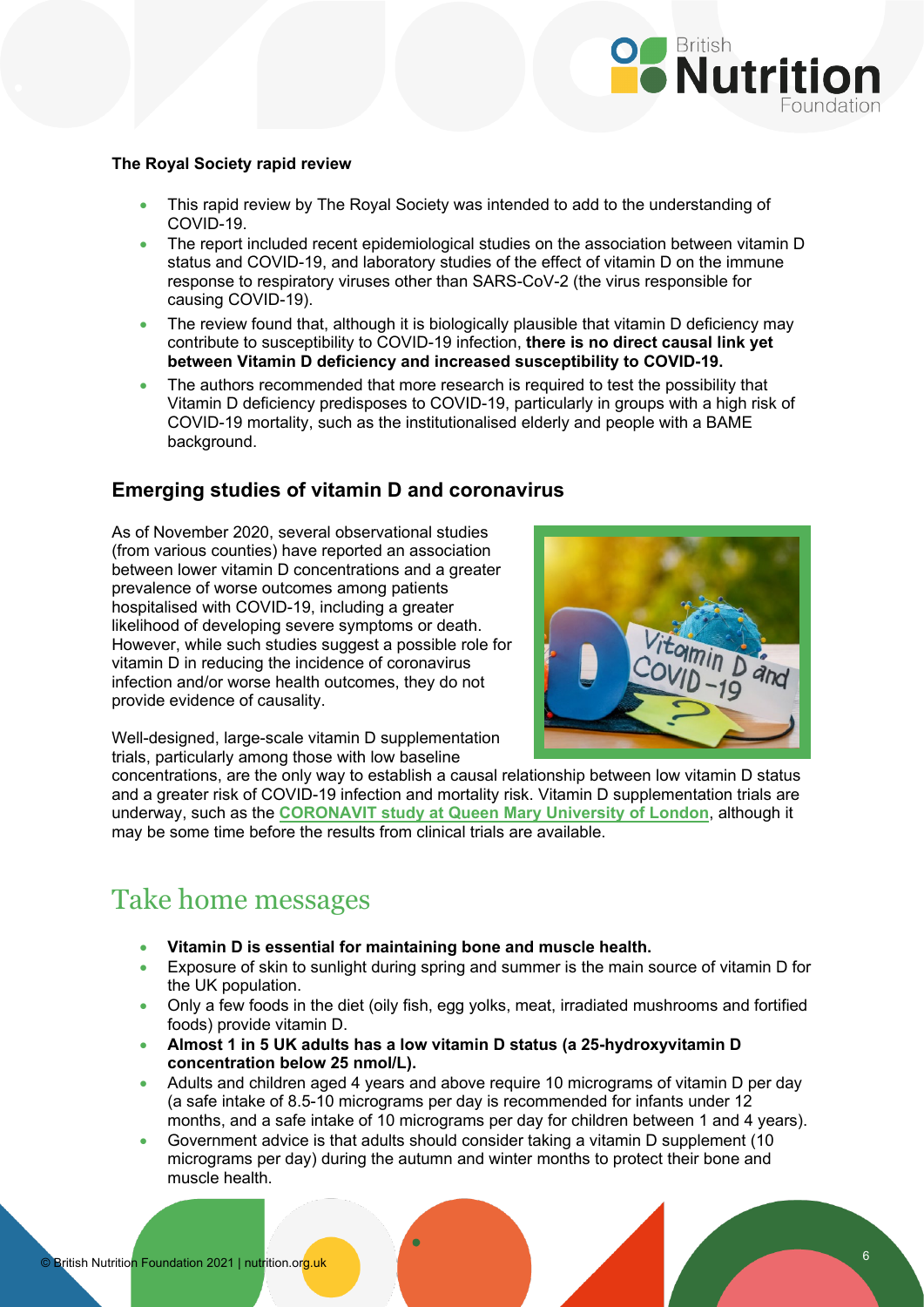**The Royal Society rapid review**

- This rapid review by The Royal Society was intended to add to the understanding of COVID-19.
- The report included recent epidemiological studies on the association between vitamin D status and COVID-19, and laboratory studies of the effect of vitamin D on the immune response to respiratory viruses other than SARS-CoV-2 (the virus responsible for causing COVID-19).
- The review found that, although it is biologically plausible that vitamin D deficiency may contribute to susceptibility to COVID-19 infection, **there is no direct causal link yet between Vitamin D deficiency and increased susceptibility to COVID-19.**
- The authors recommended that more research is required to test the possibility that Vitamin D deficiency predisposes to COVID-19, particularly in groups with a high risk of COVID-19 mortality, such as the institutionalised elderly and people with a BAME background.

## Emerging studies of vitamin D and coronavirus

As of November 2020, several observational studies (from various counties) have reported an association between lower vitamin D concentrations and a greater prevalence of worse outcomes among patients hospitalised with COVID-19, including a greater likelihood of developing severe symptoms or death. However, while such studies suggest a possible role for vitamin D in reducing the incidence of coronavirus infection and/or worse health outcomes, they do not provide evidence of causality.

Well-designed, large-scale vitamin D supplementation trials, particularly among those with low baseline concentrations, are the only way to establish a causal relationship between low vitamin D status and a greater risk of COVID-19 infection and mortality risk. Vitamin D supplementation trials are underway, such as the **CORONAVIT study at Queen Mary University of London**, although it may be some time before the results from clinical trials are available.

# Take home messages

- **Vitamin D is essential for maintaining bone and muscle health.**
- Exposure of skin to sunlight during spring and summer is the main source of vitamin D for the UK population.
- Only a few foods in the diet (oily fish, egg yolks, meat, irradiated mushrooms and fortified foods) provide vitamin D.
- **Almost 1 in 5 UK adults has a low vitamin D status (a 25-hydroxyvitamin D concentration below 25 nmol/L).**
- Adults and children aged 4 years and above require 10 micrograms of vitamin D per day (a safe intake of 8.5-10 micrograms per day is recommended for infants under 12 months, and a safe intake of 10 micrograms per day for children between 1 and 4 years).
- Government advice is that adults should consider taking a vitamin D supplement (10 micrograms per day) during the autumn and winter months to protect their bone and muscle health.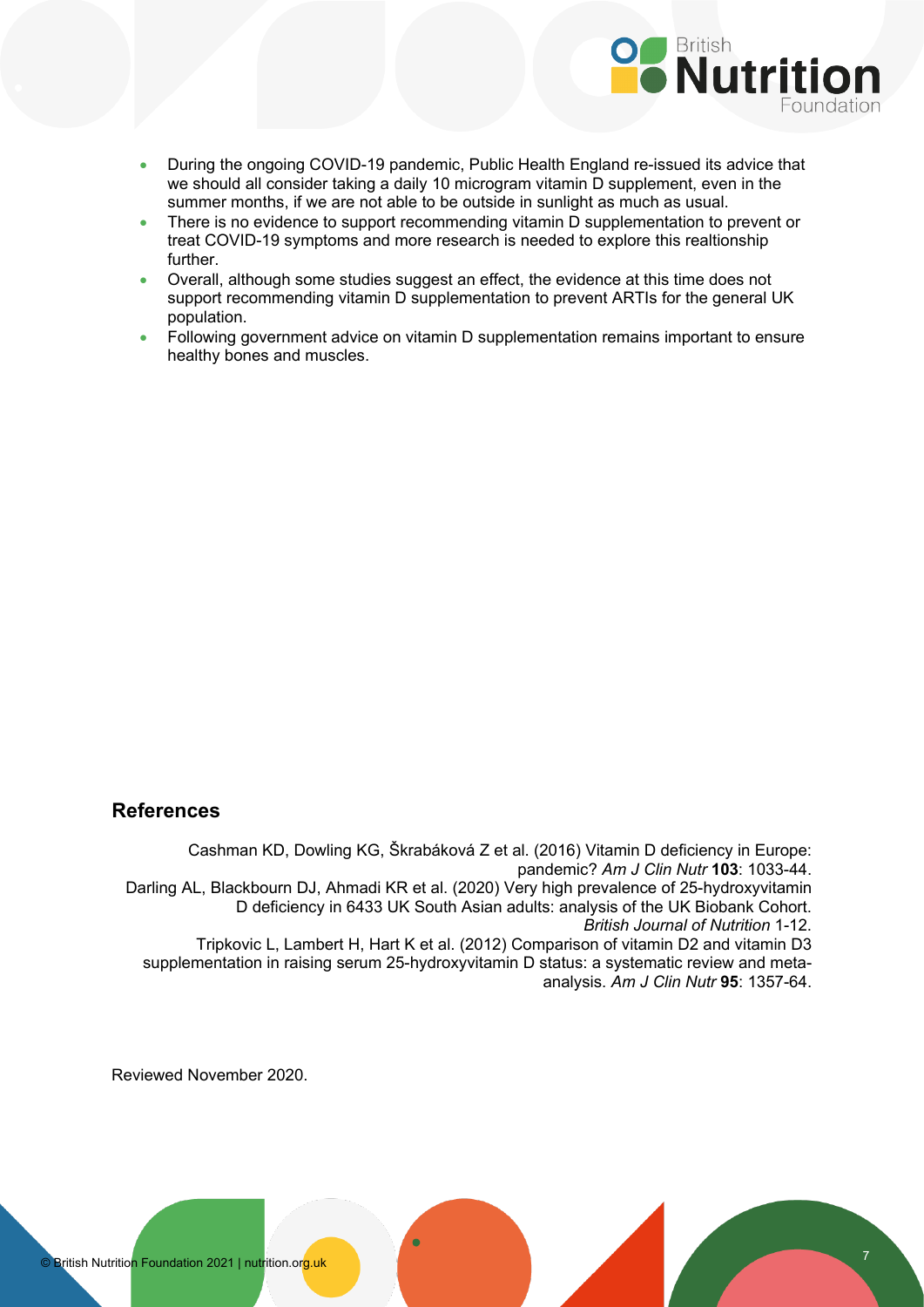- During the ongoing COVID-19 pandemic, Public Health England re-issued its advice that we should all consider taking a daily 10 microgram vitamin D supplement, even in the summer months, if we are not able to be outside in sunlight as much as usual.
- There is no evidence to support recommending vitamin D supplementation to prevent or treat COVID-19 symptoms and more research is needed to explore this realtionship further.
- Overall, although some studies suggest an effect, the evidence at this time does not support recommending vitamin D supplementation to prevent ARTIs for the general UK population.
- Following government advice on vitamin D supplementation remains important to ensure healthy bones and muscles.

## References

Cashman KD, Dowling KG, Škrabáková Z et al. (2016) Vitamin D deficiency in Europe: pandemic? *Am J Clin Nutr* **103**: 1033-44.

Darling AL, Blackbourn DJ, Ahmadi KR et al. (2020) Very high prevalence of 25-hydroxyvitamin D deficiency in 6433 UK South Asian adults: analysis of the UK Biobank Cohort. *British Journal of Nutrition* 1-12.

Tripkovic L, Lambert H, Hart K et al. (2012) Comparison of vitamin D2 and vitamin D3 supplementation in raising serum 25-hydroxyvitamin D status: a systematic review and meta-analysis. *Am J Clin Nutr* **95**: 1357-64.

Reviewed November 2020.